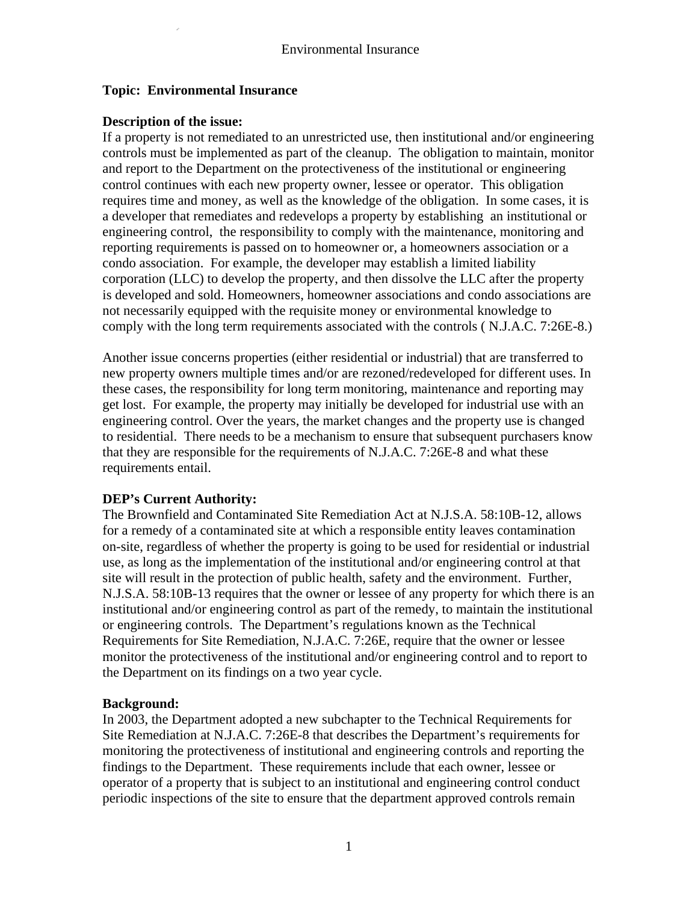**Topic: Environmental Insurance**

**Description of the issue:**
If a property is not remediated to an unrestricted use, then institutional and/or engineering controls must be implemented as part of the cleanup. The obligation to maintain, monitor and report to the Department on the protectiveness of the institutional or engineering control continues with each new property owner, lessee or operator. This obligation requires time and money, as well as the knowledge of the obligation. In some cases, it is a developer that remediates and redevelops a property by establishing an institutional or engineering control, the responsibility to comply with the maintenance, monitoring and reporting requirements is passed on to homeowner or, a homeowners association or a condo association. For example, the developer may establish a limited liability corporation (LLC) to develop the property, and then dissolve the LLC after the property is developed and sold. Homeowners, homeowner associations and condo associations are not necessarily equipped with the requisite money or environmental knowledge to comply with the long term requirements associated with the controls ( N.J.A.C. 7:26E-8.)

Another issue concerns properties (either residential or industrial) that are transferred to new property owners multiple times and/or are rezoned/redeveloped for different uses. In these cases, the responsibility for long term monitoring, maintenance and reporting may get lost. For example, the property may initially be developed for industrial use with an engineering control. Over the years, the market changes and the property use is changed to residential. There needs to be a mechanism to ensure that subsequent purchasers know that they are responsible for the requirements of N.J.A.C. 7:26E-8 and what these requirements entail.

**DEP's Current Authority:**
The Brownfield and Contaminated Site Remediation Act at N.J.S.A. 58:10B-12, allows for a remedy of a contaminated site at which a responsible entity leaves contamination on-site, regardless of whether the property is going to be used for residential or industrial use, as long as the implementation of the institutional and/or engineering control at that site will result in the protection of public health, safety and the environment. Further, N.J.S.A. 58:10B-13 requires that the owner or lessee of any property for which there is an institutional and/or engineering control as part of the remedy, to maintain the institutional or engineering controls. The Department's regulations known as the Technical Requirements for Site Remediation, N.J.A.C. 7:26E, require that the owner or lessee monitor the protectiveness of the institutional and/or engineering control and to report to the Department on its findings on a two year cycle.

**Background:**
In 2003, the Department adopted a new subchapter to the Technical Requirements for Site Remediation at N.J.A.C. 7:26E-8 that describes the Department's requirements for monitoring the protectiveness of institutional and engineering controls and reporting the findings to the Department. These requirements include that each owner, lessee or operator of a property that is subject to an institutional and engineering control conduct periodic inspections of the site to ensure that the department approved controls remain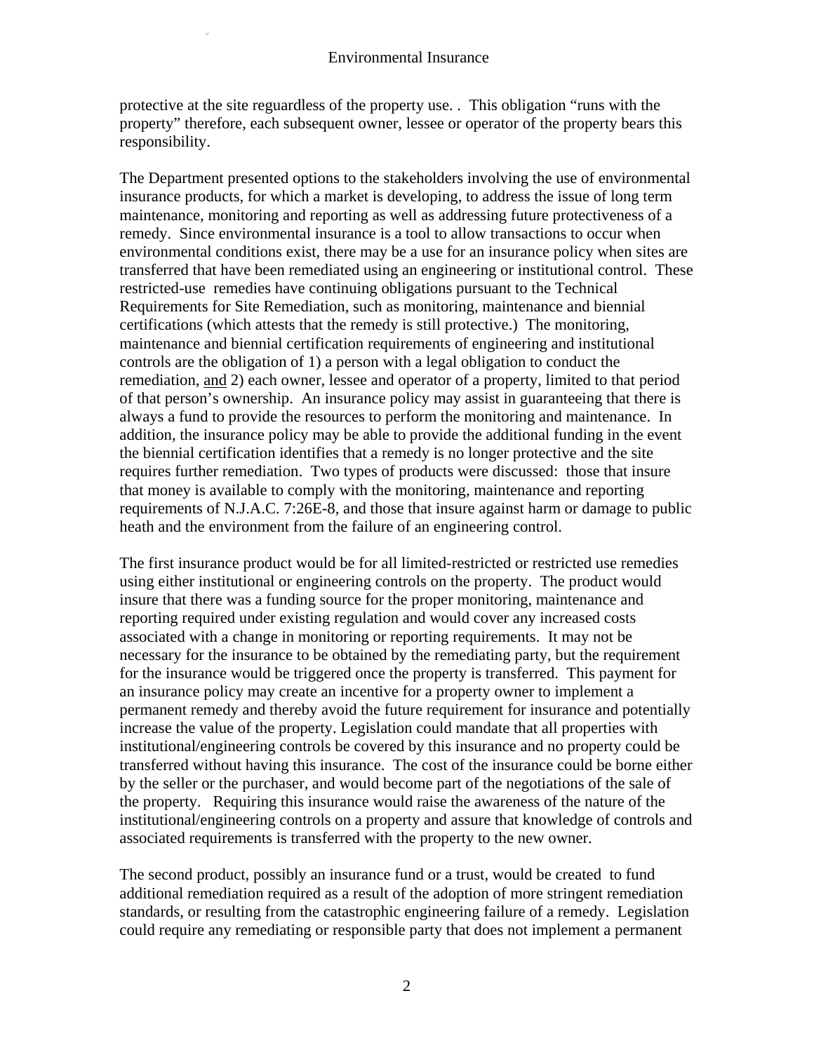protective at the site reguardless of the property use. . This obligation "runs with the property" therefore, each subsequent owner, lessee or operator of the property bears this responsibility.

The Department presented options to the stakeholders involving the use of environmental insurance products, for which a market is developing, to address the issue of long term maintenance, monitoring and reporting as well as addressing future protectiveness of a remedy. Since environmental insurance is a tool to allow transactions to occur when environmental conditions exist, there may be a use for an insurance policy when sites are transferred that have been remediated using an engineering or institutional control. These restricted-use remedies have continuing obligations pursuant to the Technical Requirements for Site Remediation, such as monitoring, maintenance and biennial certifications (which attests that the remedy is still protective.) The monitoring, maintenance and biennial certification requirements of engineering and institutional controls are the obligation of 1) a person with a legal obligation to conduct the remediation, <u>and</u> 2) each owner, lessee and operator of a property, limited to that period of that person's ownership. An insurance policy may assist in guaranteeing that there is always a fund to provide the resources to perform the monitoring and maintenance. In addition, the insurance policy may be able to provide the additional funding in the event the biennial certification identifies that a remedy is no longer protective and the site requires further remediation. Two types of products were discussed: those that insure that money is available to comply with the monitoring, maintenance and reporting requirements of N.J.A.C. 7:26E-8, and those that insure against harm or damage to public heath and the environment from the failure of an engineering control.

The first insurance product would be for all limited-restricted or restricted use remedies using either institutional or engineering controls on the property. The product would insure that there was a funding source for the proper monitoring, maintenance and reporting required under existing regulation and would cover any increased costs associated with a change in monitoring or reporting requirements. It may not be necessary for the insurance to be obtained by the remediating party, but the requirement for the insurance would be triggered once the property is transferred. This payment for an insurance policy may create an incentive for a property owner to implement a permanent remedy and thereby avoid the future requirement for insurance and potentially increase the value of the property. Legislation could mandate that all properties with institutional/engineering controls be covered by this insurance and no property could be transferred without having this insurance. The cost of the insurance could be borne either by the seller or the purchaser, and would become part of the negotiations of the sale of the property. Requiring this insurance would raise the awareness of the nature of the institutional/engineering controls on a property and assure that knowledge of controls and associated requirements is transferred with the property to the new owner.

The second product, possibly an insurance fund or a trust, would be created to fund additional remediation required as a result of the adoption of more stringent remediation standards, or resulting from the catastrophic engineering failure of a remedy. Legislation could require any remediating or responsible party that does not implement a permanent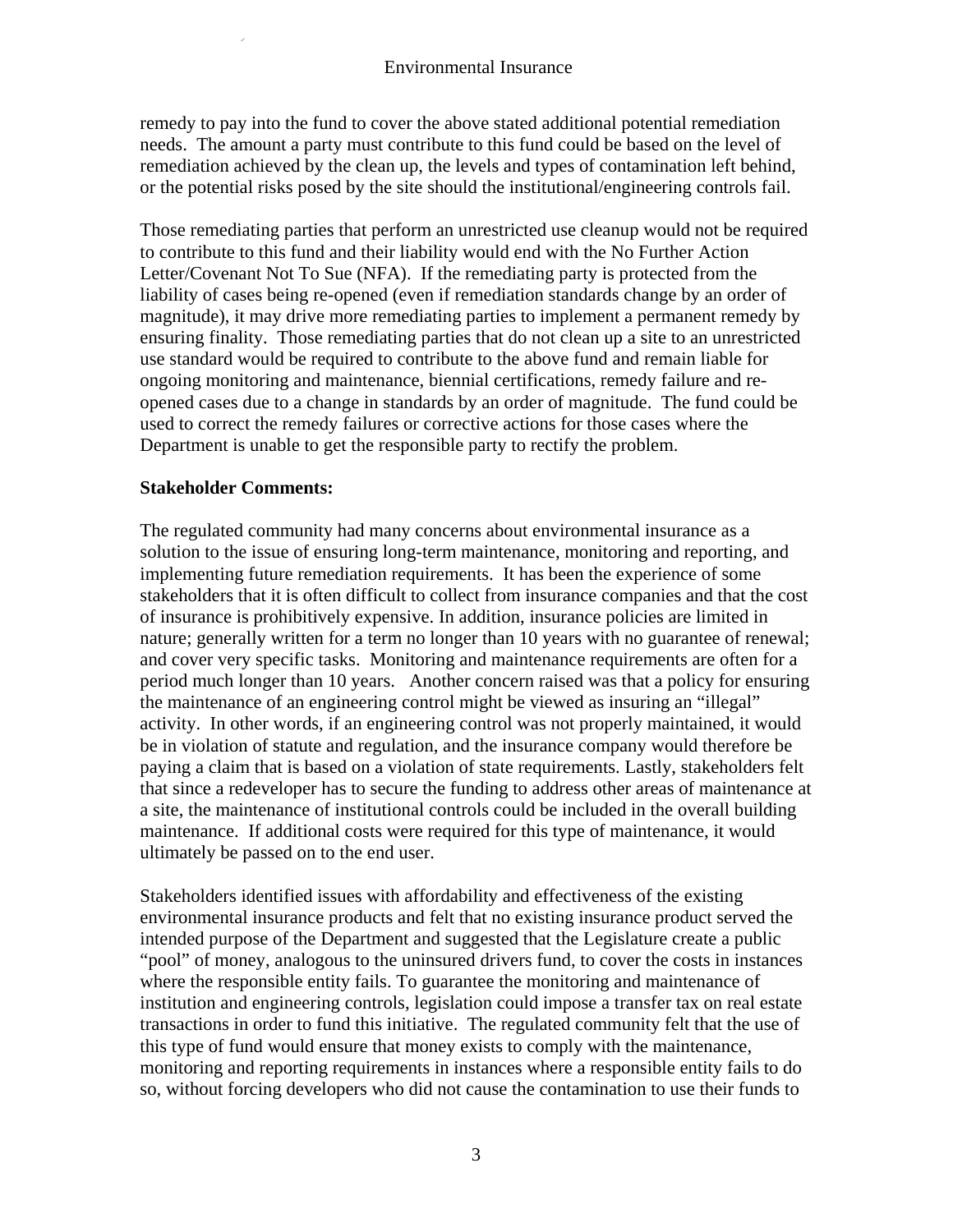remedy to pay into the fund to cover the above stated additional potential remediation needs. The amount a party must contribute to this fund could be based on the level of remediation achieved by the clean up, the levels and types of contamination left behind, or the potential risks posed by the site should the institutional/engineering controls fail.

Those remediating parties that perform an unrestricted use cleanup would not be required to contribute to this fund and their liability would end with the No Further Action Letter/Covenant Not To Sue (NFA). If the remediating party is protected from the liability of cases being re-opened (even if remediation standards change by an order of magnitude), it may drive more remediating parties to implement a permanent remedy by ensuring finality. Those remediating parties that do not clean up a site to an unrestricted use standard would be required to contribute to the above fund and remain liable for ongoing monitoring and maintenance, biennial certifications, remedy failure and re-opened cases due to a change in standards by an order of magnitude. The fund could be used to correct the remedy failures or corrective actions for those cases where the Department is unable to get the responsible party to rectify the problem.

**Stakeholder Comments:**

The regulated community had many concerns about environmental insurance as a solution to the issue of ensuring long-term maintenance, monitoring and reporting, and implementing future remediation requirements. It has been the experience of some stakeholders that it is often difficult to collect from insurance companies and that the cost of insurance is prohibitively expensive. In addition, insurance policies are limited in nature; generally written for a term no longer than 10 years with no guarantee of renewal; and cover very specific tasks. Monitoring and maintenance requirements are often for a period much longer than 10 years. Another concern raised was that a policy for ensuring the maintenance of an engineering control might be viewed as insuring an "illegal" activity. In other words, if an engineering control was not properly maintained, it would be in violation of statute and regulation, and the insurance company would therefore be paying a claim that is based on a violation of state requirements. Lastly, stakeholders felt that since a redeveloper has to secure the funding to address other areas of maintenance at a site, the maintenance of institutional controls could be included in the overall building maintenance. If additional costs were required for this type of maintenance, it would ultimately be passed on to the end user.

Stakeholders identified issues with affordability and effectiveness of the existing environmental insurance products and felt that no existing insurance product served the intended purpose of the Department and suggested that the Legislature create a public "pool" of money, analogous to the uninsured drivers fund, to cover the costs in instances where the responsible entity fails. To guarantee the monitoring and maintenance of institution and engineering controls, legislation could impose a transfer tax on real estate transactions in order to fund this initiative. The regulated community felt that the use of this type of fund would ensure that money exists to comply with the maintenance, monitoring and reporting requirements in instances where a responsible entity fails to do so, without forcing developers who did not cause the contamination to use their funds to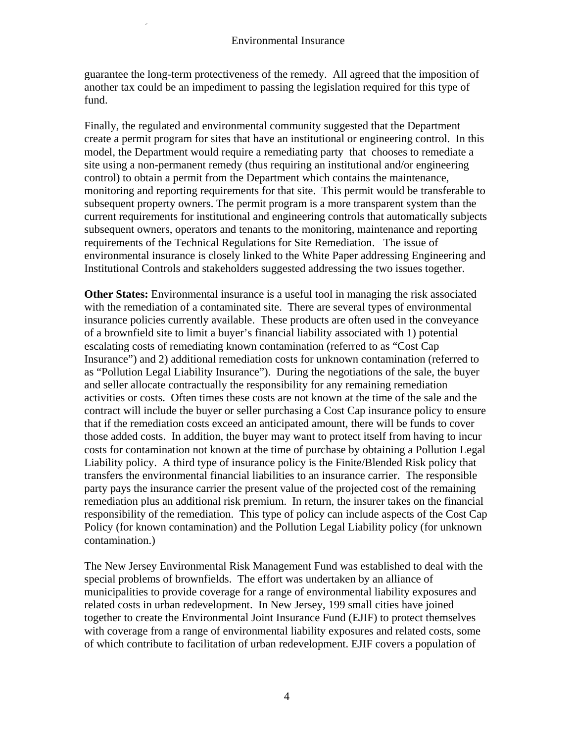guarantee the long-term protectiveness of the remedy. All agreed that the imposition of another tax could be an impediment to passing the legislation required for this type of fund.

Finally, the regulated and environmental community suggested that the Department create a permit program for sites that have an institutional or engineering control. In this model, the Department would require a remediating party that chooses to remediate a site using a non-permanent remedy (thus requiring an institutional and/or engineering control) to obtain a permit from the Department which contains the maintenance, monitoring and reporting requirements for that site. This permit would be transferable to subsequent property owners. The permit program is a more transparent system than the current requirements for institutional and engineering controls that automatically subjects subsequent owners, operators and tenants to the monitoring, maintenance and reporting requirements of the Technical Regulations for Site Remediation. The issue of environmental insurance is closely linked to the White Paper addressing Engineering and Institutional Controls and stakeholders suggested addressing the two issues together.

**Other States:** Environmental insurance is a useful tool in managing the risk associated with the remediation of a contaminated site. There are several types of environmental insurance policies currently available. These products are often used in the conveyance of a brownfield site to limit a buyer's financial liability associated with 1) potential escalating costs of remediating known contamination (referred to as "Cost Cap Insurance") and 2) additional remediation costs for unknown contamination (referred to as "Pollution Legal Liability Insurance"). During the negotiations of the sale, the buyer and seller allocate contractually the responsibility for any remaining remediation activities or costs. Often times these costs are not known at the time of the sale and the contract will include the buyer or seller purchasing a Cost Cap insurance policy to ensure that if the remediation costs exceed an anticipated amount, there will be funds to cover those added costs. In addition, the buyer may want to protect itself from having to incur costs for contamination not known at the time of purchase by obtaining a Pollution Legal Liability policy. A third type of insurance policy is the Finite/Blended Risk policy that transfers the environmental financial liabilities to an insurance carrier. The responsible party pays the insurance carrier the present value of the projected cost of the remaining remediation plus an additional risk premium. In return, the insurer takes on the financial responsibility of the remediation. This type of policy can include aspects of the Cost Cap Policy (for known contamination) and the Pollution Legal Liability policy (for unknown contamination.)

The New Jersey Environmental Risk Management Fund was established to deal with the special problems of brownfields. The effort was undertaken by an alliance of municipalities to provide coverage for a range of environmental liability exposures and related costs in urban redevelopment. In New Jersey, 199 small cities have joined together to create the Environmental Joint Insurance Fund (EJIF) to protect themselves with coverage from a range of environmental liability exposures and related costs, some of which contribute to facilitation of urban redevelopment. EJIF covers a population of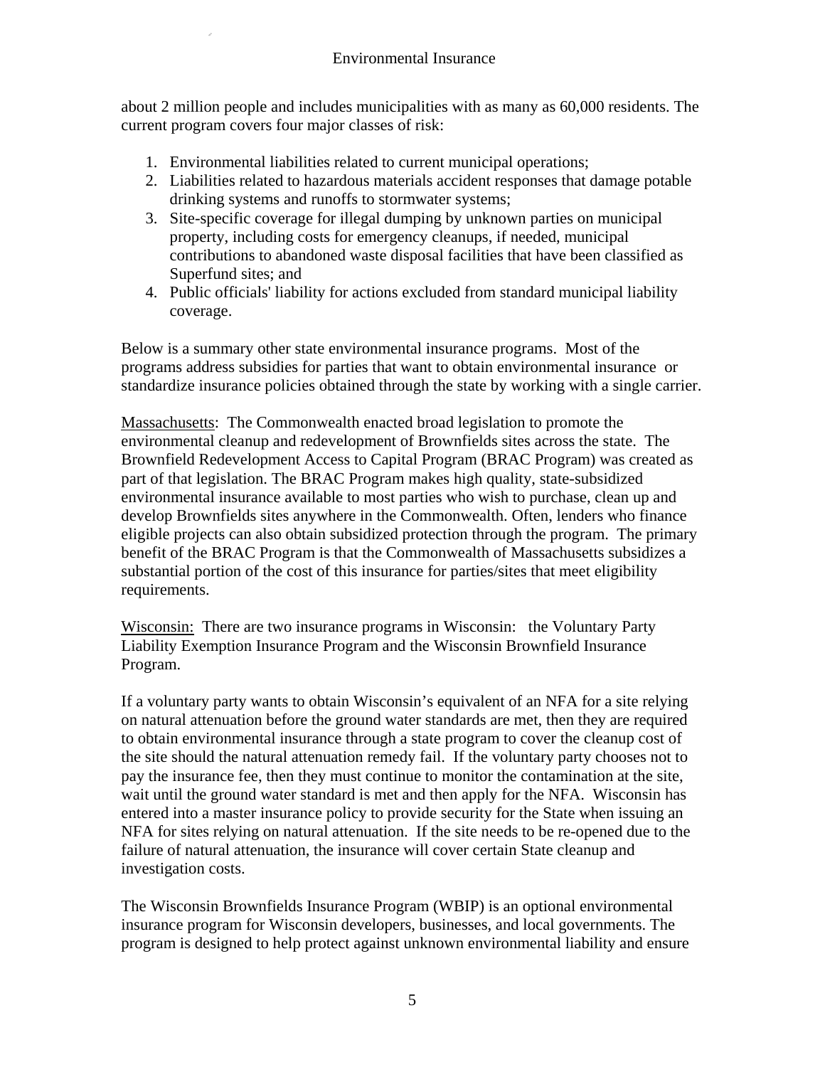about 2 million people and includes municipalities with as many as 60,000 residents. The current program covers four major classes of risk:

1. Environmental liabilities related to current municipal operations;
2. Liabilities related to hazardous materials accident responses that damage potable drinking systems and runoffs to stormwater systems;
3. Site-specific coverage for illegal dumping by unknown parties on municipal property, including costs for emergency cleanups, if needed, municipal contributions to abandoned waste disposal facilities that have been classified as Superfund sites; and
4. Public officials' liability for actions excluded from standard municipal liability coverage.

Below is a summary other state environmental insurance programs. Most of the programs address subsidies for parties that want to obtain environmental insurance or standardize insurance policies obtained through the state by working with a single carrier.

Massachusetts: The Commonwealth enacted broad legislation to promote the environmental cleanup and redevelopment of Brownfields sites across the state. The Brownfield Redevelopment Access to Capital Program (BRAC Program) was created as part of that legislation. The BRAC Program makes high quality, state-subsidized environmental insurance available to most parties who wish to purchase, clean up and develop Brownfields sites anywhere in the Commonwealth. Often, lenders who finance eligible projects can also obtain subsidized protection through the program. The primary benefit of the BRAC Program is that the Commonwealth of Massachusetts subsidizes a substantial portion of the cost of this insurance for parties/sites that meet eligibility requirements.

Wisconsin: There are two insurance programs in Wisconsin: the Voluntary Party Liability Exemption Insurance Program and the Wisconsin Brownfield Insurance Program.

If a voluntary party wants to obtain Wisconsin's equivalent of an NFA for a site relying on natural attenuation before the ground water standards are met, then they are required to obtain environmental insurance through a state program to cover the cleanup cost of the site should the natural attenuation remedy fail. If the voluntary party chooses not to pay the insurance fee, then they must continue to monitor the contamination at the site, wait until the ground water standard is met and then apply for the NFA. Wisconsin has entered into a master insurance policy to provide security for the State when issuing an NFA for sites relying on natural attenuation. If the site needs to be re-opened due to the failure of natural attenuation, the insurance will cover certain State cleanup and investigation costs.

The Wisconsin Brownfields Insurance Program (WBIP) is an optional environmental insurance program for Wisconsin developers, businesses, and local governments. The program is designed to help protect against unknown environmental liability and ensure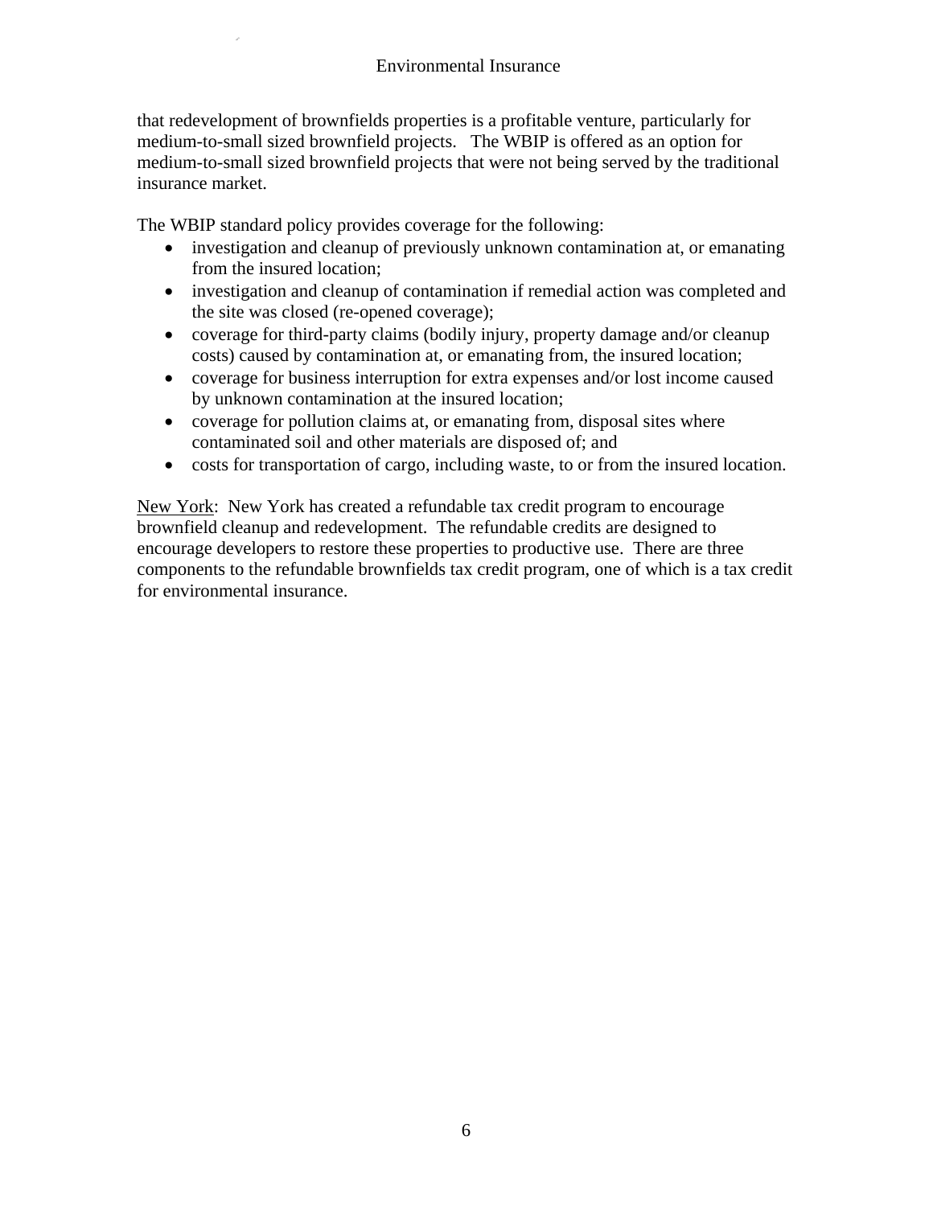that redevelopment of brownfields properties is a profitable venture, particularly for medium-to-small sized brownfield projects. The WBIP is offered as an option for medium-to-small sized brownfield projects that were not being served by the traditional insurance market.

The WBIP standard policy provides coverage for the following:

- investigation and cleanup of previously unknown contamination at, or emanating from the insured location;
- investigation and cleanup of contamination if remedial action was completed and the site was closed (re-opened coverage);
- coverage for third-party claims (bodily injury, property damage and/or cleanup costs) caused by contamination at, or emanating from, the insured location;
- coverage for business interruption for extra expenses and/or lost income caused by unknown contamination at the insured location;
- coverage for pollution claims at, or emanating from, disposal sites where contaminated soil and other materials are disposed of; and
- costs for transportation of cargo, including waste, to or from the insured location.

<u>New York</u>: New York has created a refundable tax credit program to encourage brownfield cleanup and redevelopment. The refundable credits are designed to encourage developers to restore these properties to productive use. There are three components to the refundable brownfields tax credit program, one of which is a tax credit for environmental insurance.